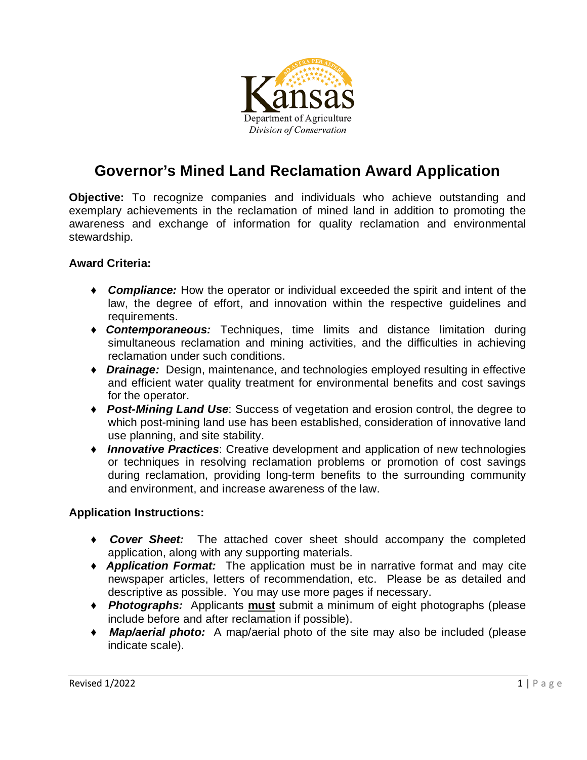Kansas
Department of Agriculture
*Division of Conservation*

# Governor's Mined Land Reclamation Award Application

**Objective:** To recognize companies and individuals who achieve outstanding and exemplary achievements in the reclamation of mined land in addition to promoting the awareness and exchange of information for quality reclamation and environmental stewardship.

**Award Criteria:**

- ***Compliance:*** How the operator or individual exceeded the spirit and intent of the law, the degree of effort, and innovation within the respective guidelines and requirements.
- ***Contemporaneous:*** Techniques, time limits and distance limitation during simultaneous reclamation and mining activities, and the difficulties in achieving reclamation under such conditions.
- ***Drainage:*** Design, maintenance, and technologies employed resulting in effective and efficient water quality treatment for environmental benefits and cost savings for the operator.
- ***Post-Mining Land Use***: Success of vegetation and erosion control, the degree to which post-mining land use has been established, consideration of innovative land use planning, and site stability.
- ***Innovative Practices***: Creative development and application of new technologies or techniques in resolving reclamation problems or promotion of cost savings during reclamation, providing long-term benefits to the surrounding community and environment, and increase awareness of the law.

**Application Instructions:**

- ***Cover Sheet:*** The attached cover sheet should accompany the completed application, along with any supporting materials.
- ***Application Format:*** The application must be in narrative format and may cite newspaper articles, letters of recommendation, etc. Please be as detailed and descriptive as possible. You may use more pages if necessary.
- ***Photographs:*** Applicants **must** submit a minimum of eight photographs (please include before and after reclamation if possible).
- ***Map/aerial photo:*** A map/aerial photo of the site may also be included (please indicate scale).

Revised 1/2022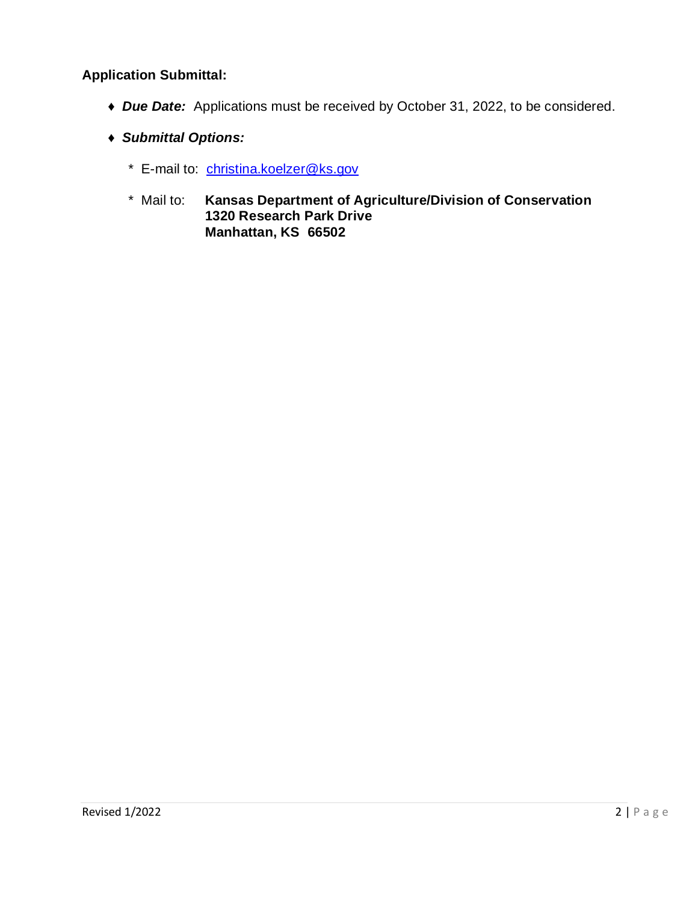**Application Submittal:**

- ***Due Date:*** Applications must be received by October 31, 2022, to be considered.

- ***Submittal Options:***

  * E-mail to: christina.koelzer@ks.gov

  * Mail to: **Kansas Department of Agriculture/Division of Conservation**
    **1320 Research Park Drive**
    **Manhattan, KS 66502**

Revised 1/2022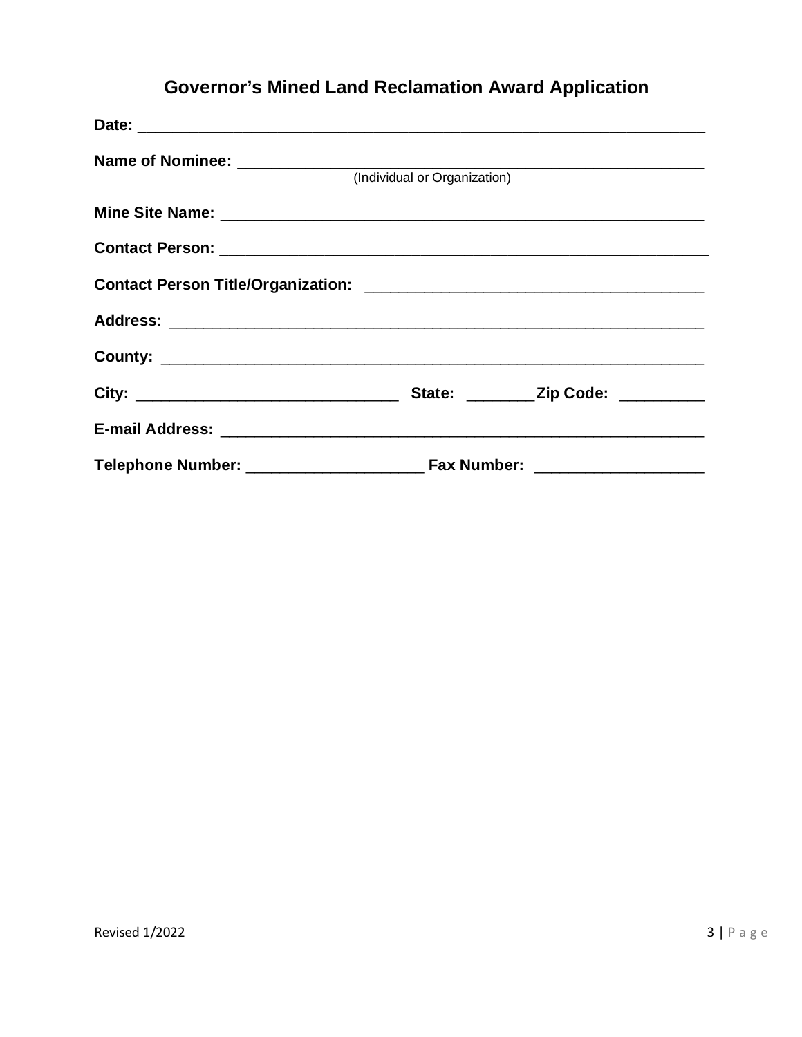# Governor's Mined Land Reclamation Award Application

**Date:** ___________________________________________________________________

**Name of Nominee:** ____________________________________________________
(Individual or Organization)

**Mine Site Name:** _______________________________________________________

**Contact Person:** ________________________________________________________

**Contact Person Title/Organization:** ______________________________________

**Address:** _____________________________________________________________

**County:** ______________________________________________________________

**City:** ______________________________ **State:** ________ **Zip Code:** _________

**E-mail Address:** _______________________________________________________

**Telephone Number:** ____________________ **Fax Number:** ___________________

Revised 1/2022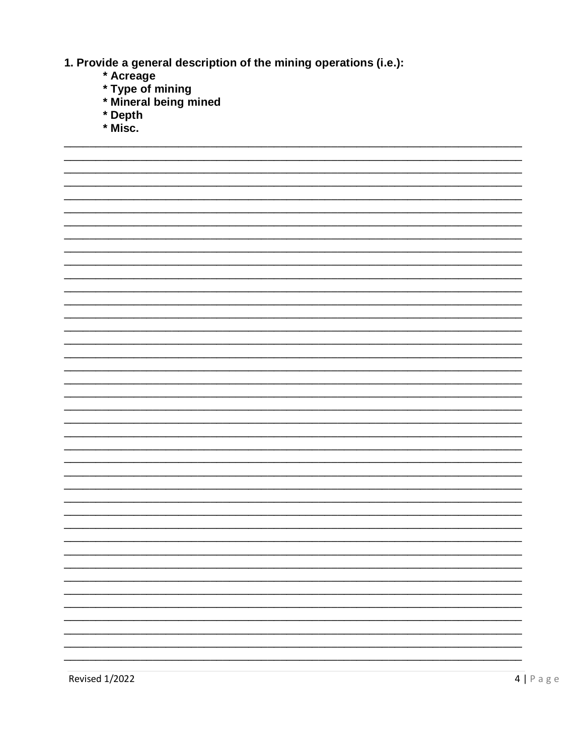**1. Provide a general description of the mining operations (i.e.):**

- **Acreage**
- **Type of mining**
- **Mineral being mined**
- **Depth**
- **Misc.**

________________________________________________________________________________
________________________________________________________________________________
________________________________________________________________________________
________________________________________________________________________________
________________________________________________________________________________
________________________________________________________________________________
________________________________________________________________________________
________________________________________________________________________________
________________________________________________________________________________
________________________________________________________________________________
________________________________________________________________________________
________________________________________________________________________________
________________________________________________________________________________
________________________________________________________________________________
________________________________________________________________________________
________________________________________________________________________________
________________________________________________________________________________
________________________________________________________________________________
________________________________________________________________________________
________________________________________________________________________________
________________________________________________________________________________
________________________________________________________________________________
________________________________________________________________________________
________________________________________________________________________________
________________________________________________________________________________
________________________________________________________________________________
________________________________________________________________________________
________________________________________________________________________________
________________________________________________________________________________
________________________________________________________________________________
________________________________________________________________________________
________________________________________________________________________________
________________________________________________________________________________
________________________________________________________________________________
________________________________________________________________________________
________________________________________________________________________________
________________________________________________________________________________
________________________________________________________________________________
________________________________________________________________________________
________________________________________________________________________________

Revised 1/2022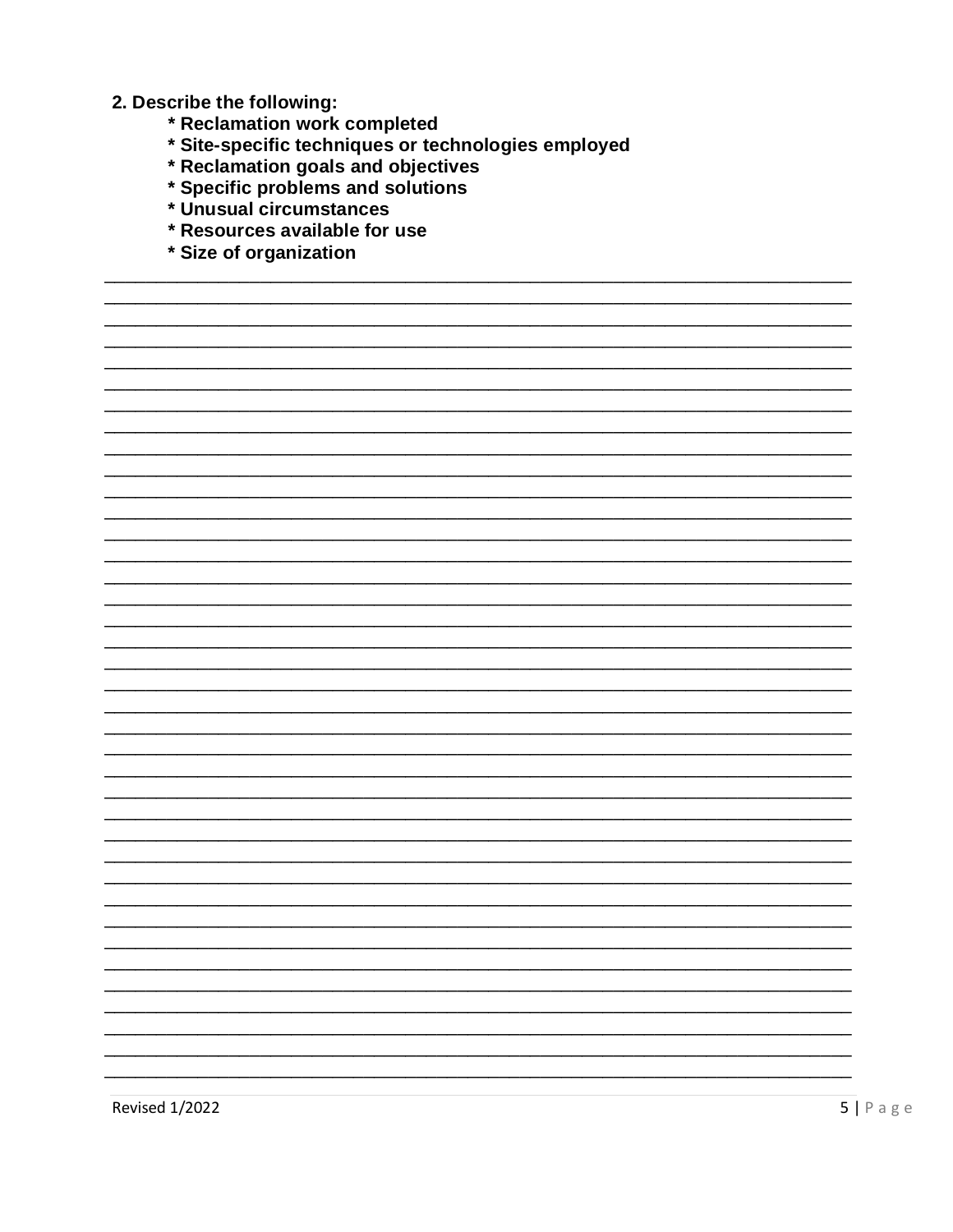**2. Describe the following:**

- **Reclamation work completed**
- **Site-specific techniques or technologies employed**
- **Reclamation goals and objectives**
- **Specific problems and solutions**
- **Unusual circumstances**
- **Resources available for use**
- **Size of organization**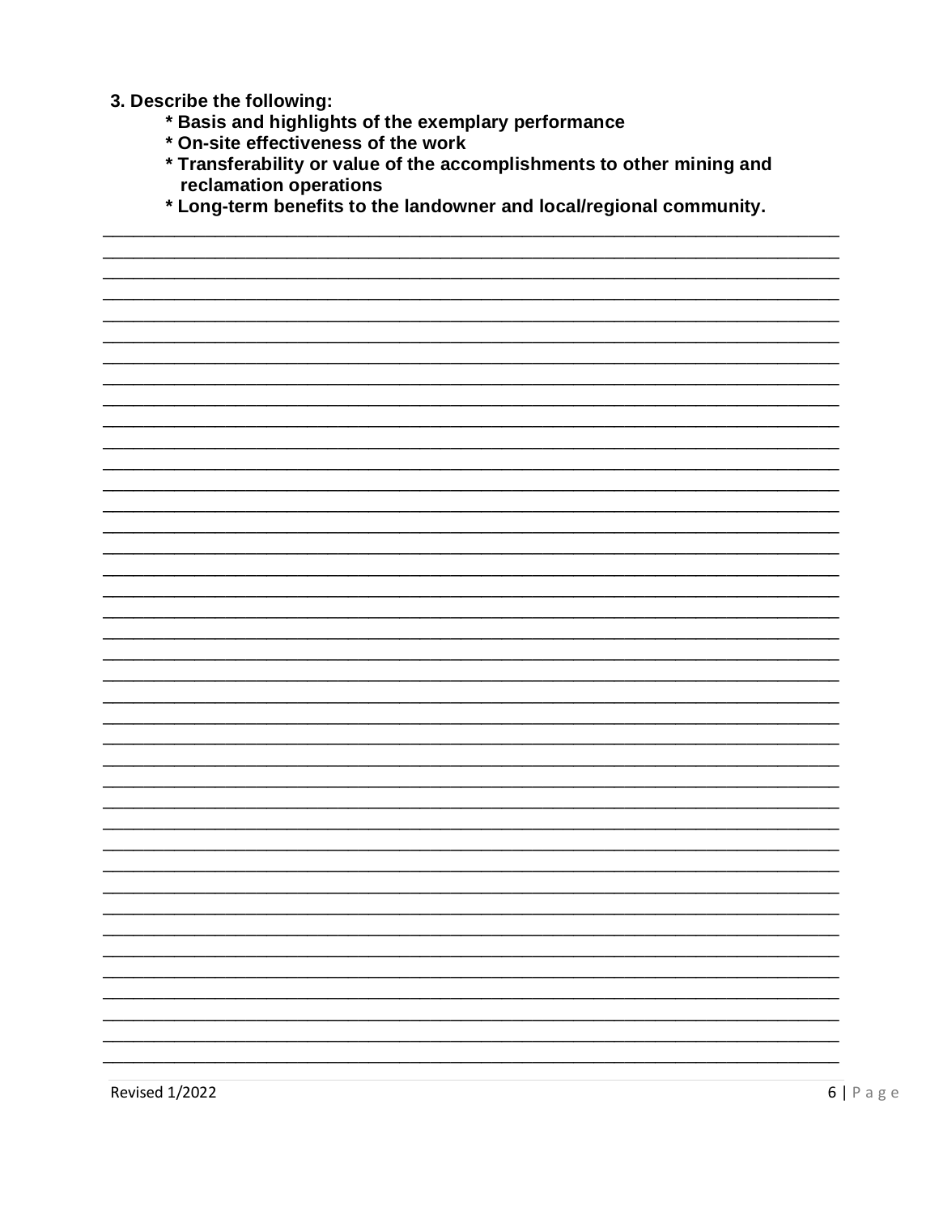**3. Describe the following:**

- **Basis and highlights of the exemplary performance**
- **On-site effectiveness of the work**
- **Transferability or value of the accomplishments to other mining and reclamation operations**
- **Long-term benefits to the landowner and local/regional community.**

Revised 1/2022